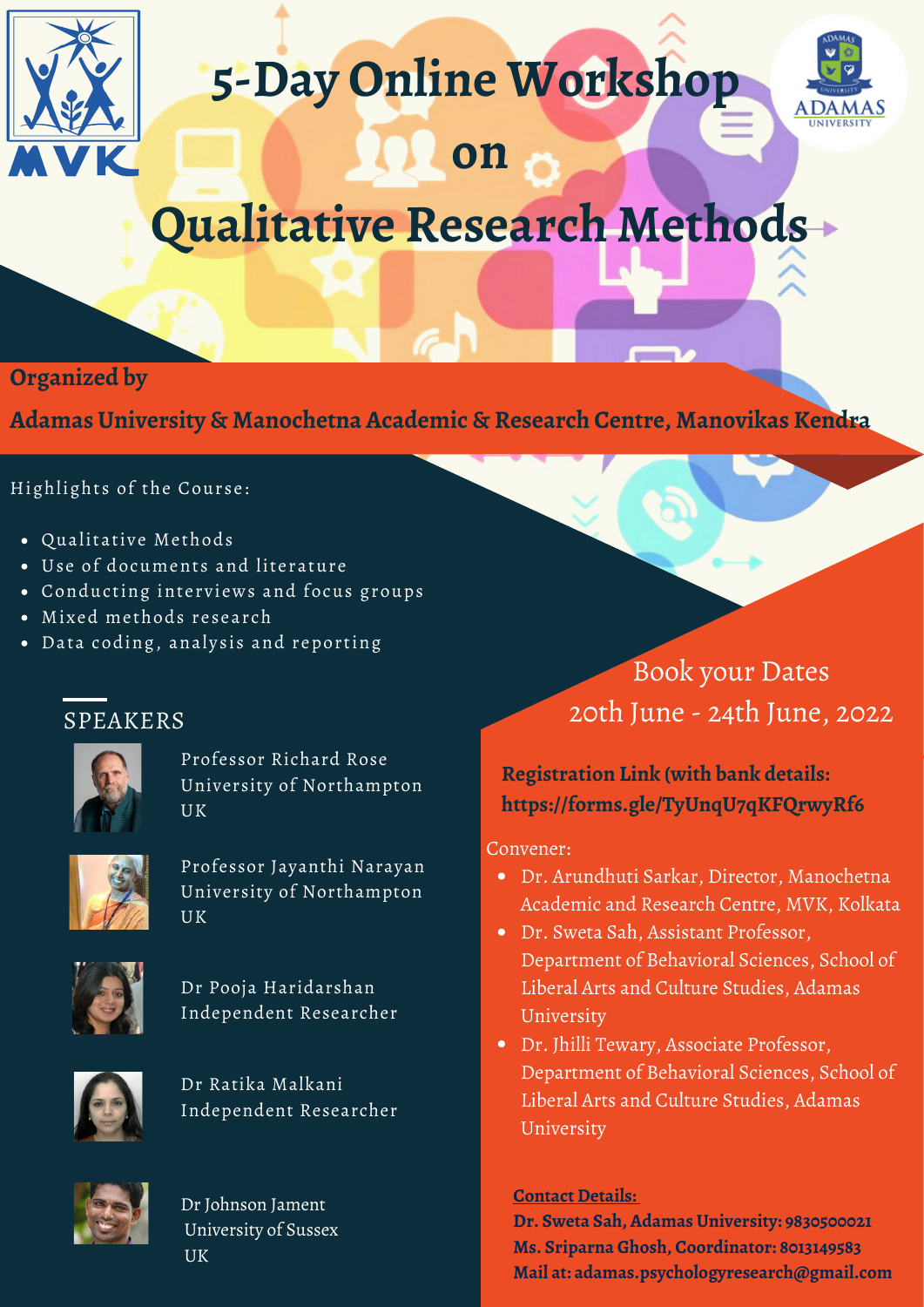# 5-Day Online Workshop on Qualitative Research Methods

**Organized by**

**Adamas University & Manochetna Academic & Research Centre, Manovikas Kendra**

Highlights of the Course:

- Qualitative Methods
- Use of documents and literature
- Conducting interviews and focus groups
- Mixed methods research
- Data coding, analysis and reporting

## SPEAKERS

Professor Richard Rose
University of Northampton
UK

Professor Jayanthi Narayan
University of Northampton
UK

Dr Pooja Haridarshan
Independent Researcher

Dr Ratika Malkani
Independent Researcher

Dr Johnson Jament
University of Sussex
UK

Book your Dates
20th June - 24th June, 2022

**Registration Link (with bank details: https://forms.gle/TyUnqU7qKFQrwyRf6**

Convener:

- Dr. Arundhuti Sarkar, Director, Manochetna Academic and Research Centre, MVK, Kolkata
- Dr. Sweta Sah, Assistant Professor, Department of Behavioral Sciences, School of Liberal Arts and Culture Studies, Adamas University
- Dr. Jhilli Tewary, Associate Professor, Department of Behavioral Sciences, School of Liberal Arts and Culture Studies, Adamas University

**Contact Details:**
**Dr. Sweta Sah, Adamas University: 9830500021**
**Ms. Sriparna Ghosh, Coordinator: 8013149583**
**Mail at: adamas.psychologyresearch@gmail.com**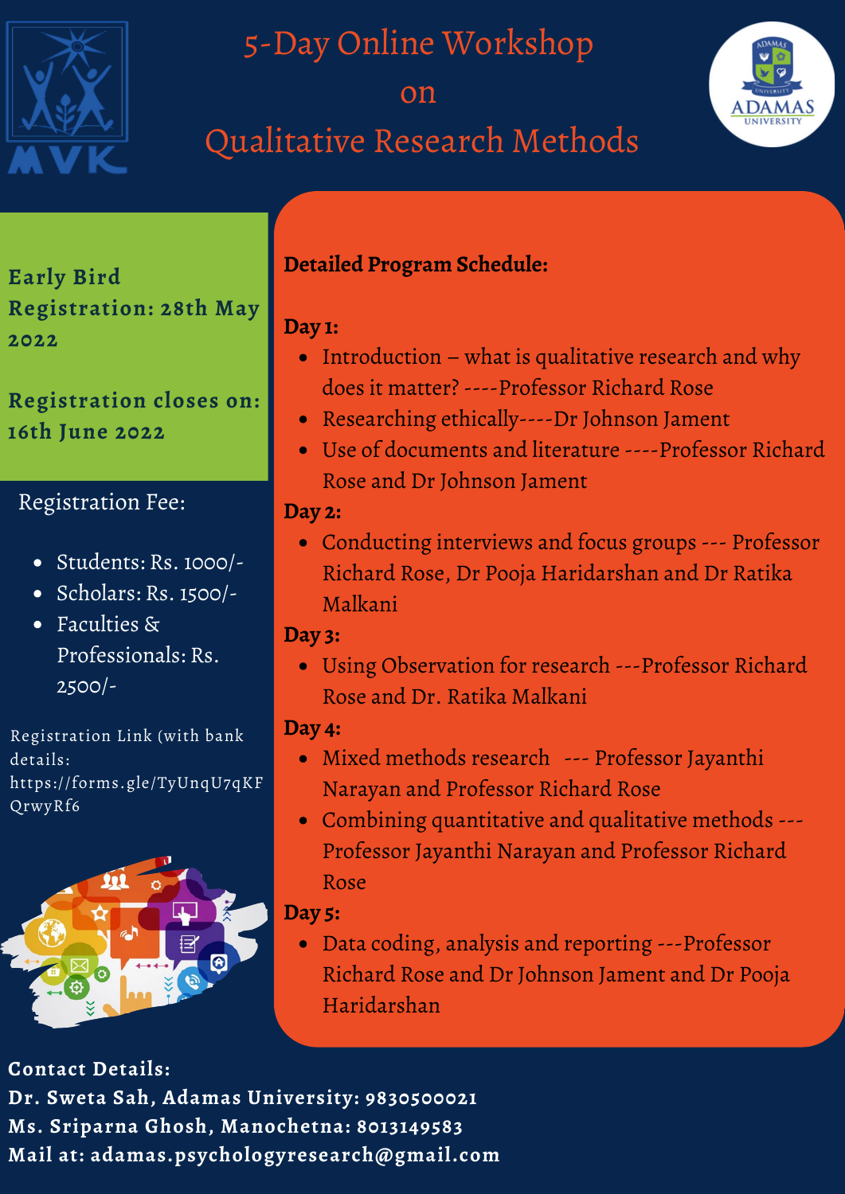# 5-Day Online Workshop on Qualitative Research Methods

**Early Bird Registration: 28th May 2022**

**Registration closes on: 16th June 2022**

Registration Fee:

- Students: Rs. 1000/-
- Scholars: Rs. 1500/-
- Faculties & Professionals: Rs. 2500/-

Registration Link (with bank details: https://forms.gle/TyUnqU7qKFQrwyRf6

**Detailed Program Schedule:**

**Day 1:**

- Introduction – what is qualitative research and why does it matter? ----Professor Richard Rose
- Researching ethically----Dr Johnson Jament
- Use of documents and literature ----Professor Richard Rose and Dr Johnson Jament

**Day 2:**

- Conducting interviews and focus groups --- Professor Richard Rose, Dr Pooja Haridarshan and Dr Ratika Malkani

**Day 3:**

- Using Observation for research ---Professor Richard Rose and Dr. Ratika Malkani

**Day 4:**

- Mixed methods research --- Professor Jayanthi Narayan and Professor Richard Rose
- Combining quantitative and qualitative methods --- Professor Jayanthi Narayan and Professor Richard Rose

**Day 5:**

- Data coding, analysis and reporting ---Professor Richard Rose and Dr Johnson Jament and Dr Pooja Haridarshan

**Contact Details:**
**Dr. Sweta Sah, Adamas University: 9830500021**
**Ms. Sriparna Ghosh, Manochetna: 8013149583**
**Mail at: adamas.psychologyresearch@gmail.com**